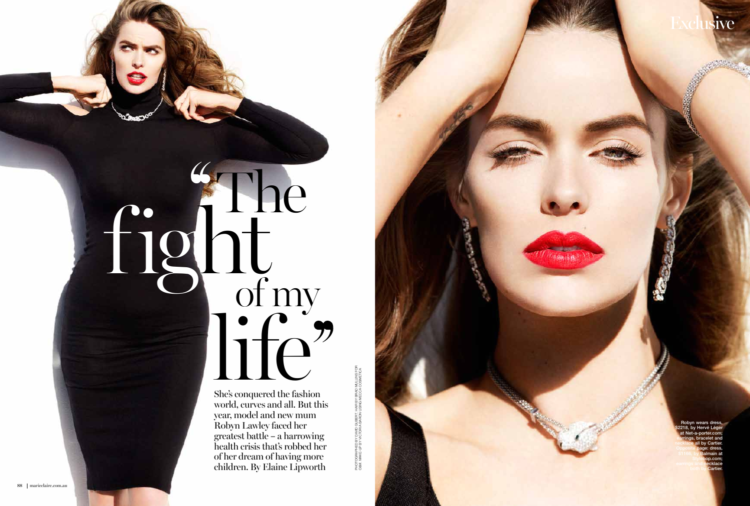Exclusive

# "The fight of my life"

She's conquered the fashion world, curves and all. But this year, model and new mum Robyn Lawley faced her greatest battle – a harrowing health crisis that's robbed her of her dream of having more children. By Elaine Lipworth

PHOTOGRAPHED BY DAVID GUBERT. HAIR BY BRAD MULLINS FOR O&M. MAKE-UP BY VICTORIA BARON USING MECCA COSMETICA

Robyn wears dress, $2218, by Hervé Léger at Net-a-porter.com; earrings, bracelet and necklace all by Cartier. Opposite page: dress, $3186, by Balmain at Stylebop.com; earrings and necklace both by Cartier.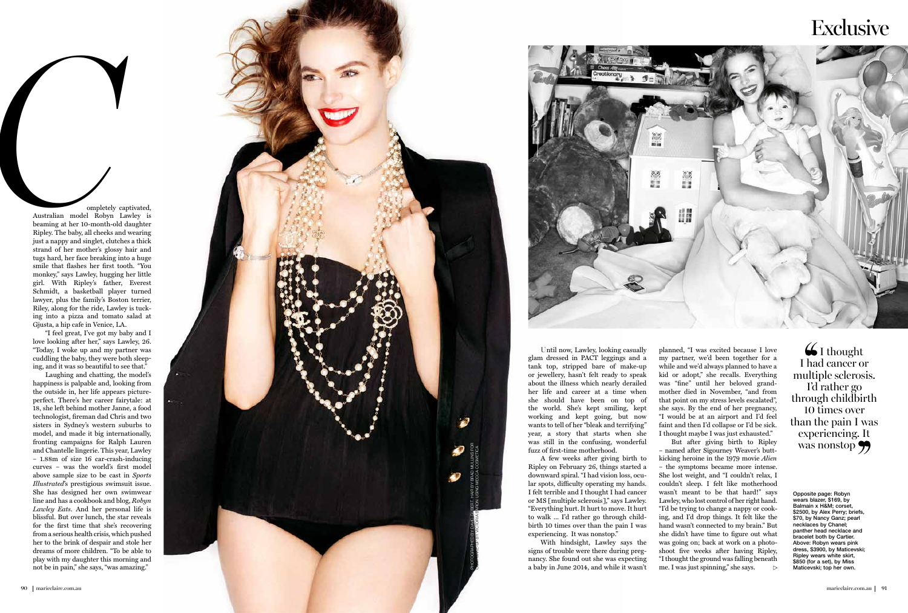# Exclusive

Completely captivated, Australian model Robyn Lawley is beaming at her 10-month-old daughter Ripley. The baby, all cheeks and wearing just a nappy and singlet, clutches a thick strand of her mother's glossy hair and tugs hard, her face breaking into a huge smile that flashes her first tooth. "You monkey," says Lawley, hugging her little girl. With Ripley's father, Everest Schmidt, a basketball player turned lawyer, plus the family's Boston terrier, Riley, along for the ride, Lawley is tucking into a pizza and tomato salad at Gjusta, a hip cafe in Venice, LA.

"I feel great, I've got my baby and I love looking after her," says Lawley, 26. "Today, I woke up and my partner was cuddling the baby, they were both sleeping, and it was so beautiful to see that."

Laughing and chatting, the model's happiness is palpable and, looking from the outside in, her life appears picture-perfect. There's her career fairytale: at 18, she left behind mother Janne, a food technologist, fireman dad Chris and two sisters in Sydney's western suburbs to model, and made it big internationally, fronting campaigns for Ralph Lauren and Chantelle lingerie. This year, Lawley – 1.88m of size 16 car-crash-inducing curves – was the world's first model above sample size to be cast in *Sports Illustrated*'s prestigious swimsuit issue. She has designed her own swimwear line and has a cookbook and blog, *Robyn Lawley Eats*. And her personal life is blissful. But over lunch, the star reveals for the first time that she's recovering from a serious health crisis, which pushed her to the brink of despair and stole her dreams of more children. "To be able to play with my daughter this morning and not be in pain," she says, "was amazing."

PHOTOGRAPHED BY DAVID GUBERT. HAIR BY BRAD MULLINS FOR ... MAKE-UP BY VICTORIA BARON USING MECCA COSMETICA

Until now, Lawley, looking casually glam dressed in PACT leggings and a tank top, stripped bare of make-up or jewellery, hasn't felt ready to speak about the illness which nearly derailed her life and career at a time when she should have been on top of the world. She's kept smiling, kept working and kept going, but now wants to tell of her "bleak and terrifying" year, a story that starts when she was still in the confusing, wonderful fuzz of first-time motherhood.

A few weeks after giving birth to Ripley on February 26, things started a downward spiral. "I had vision loss, ocular spots, difficulty operating my hands. I felt terrible and I thought I had cancer or MS [multiple sclerosis]," says Lawley. "Everything hurt. It hurt to move. It hurt to walk … I'd rather go through childbirth 10 times over than the pain I was experiencing. It was nonstop."

With hindsight, Lawley says the signs of trouble were there during pregnancy. She found out she was expecting a baby in June 2014, and while it wasn't planned, "I was excited because I love my partner, we'd been together for a while and we'd always planned to have a kid or adopt," she recalls. Everything was "fine" until her beloved grandmother died in November, "and from that point on my stress levels escalated", she says. By the end of her pregnancy, "I would be at an airport and I'd feel faint and then I'd collapse or I'd be sick. I thought maybe I was just exhausted."

But after giving birth to Ripley – named after Sigourney Weaver's butt-kicking heroine in the 1979 movie *Alien* – the symptoms became more intense. She lost weight, and "I couldn't relax, I couldn't sleep. I felt like motherhood wasn't meant to be that hard!" says Lawley, who lost control of her right hand. "I'd be trying to change a nappy or cooking, and I'd drop things. It felt like the hand wasn't connected to my brain." But she didn't have time to figure out what was going on; back at work on a photoshoot five weeks after having Ripley, "I thought the ground was falling beneath me. I was just spinning," she says. ▷

> "I thought I had cancer or multiple sclerosis. I'd rather go through childbirth 10 times over than the pain I was experiencing. It was nonstop"

Opposite page: Robyn wears blazer, $169, by Balmain x H&M; corset, $2500, by Alex Perry; briefs, $70, by Nancy Ganz; pearl necklaces by Chanel; panther head necklace and bracelet both by Cartier. Above: Robyn wears pink dress, $3900, by Maticevski; Ripley wears white skirt, $850 (for a set), by Miss Maticevski; top her own.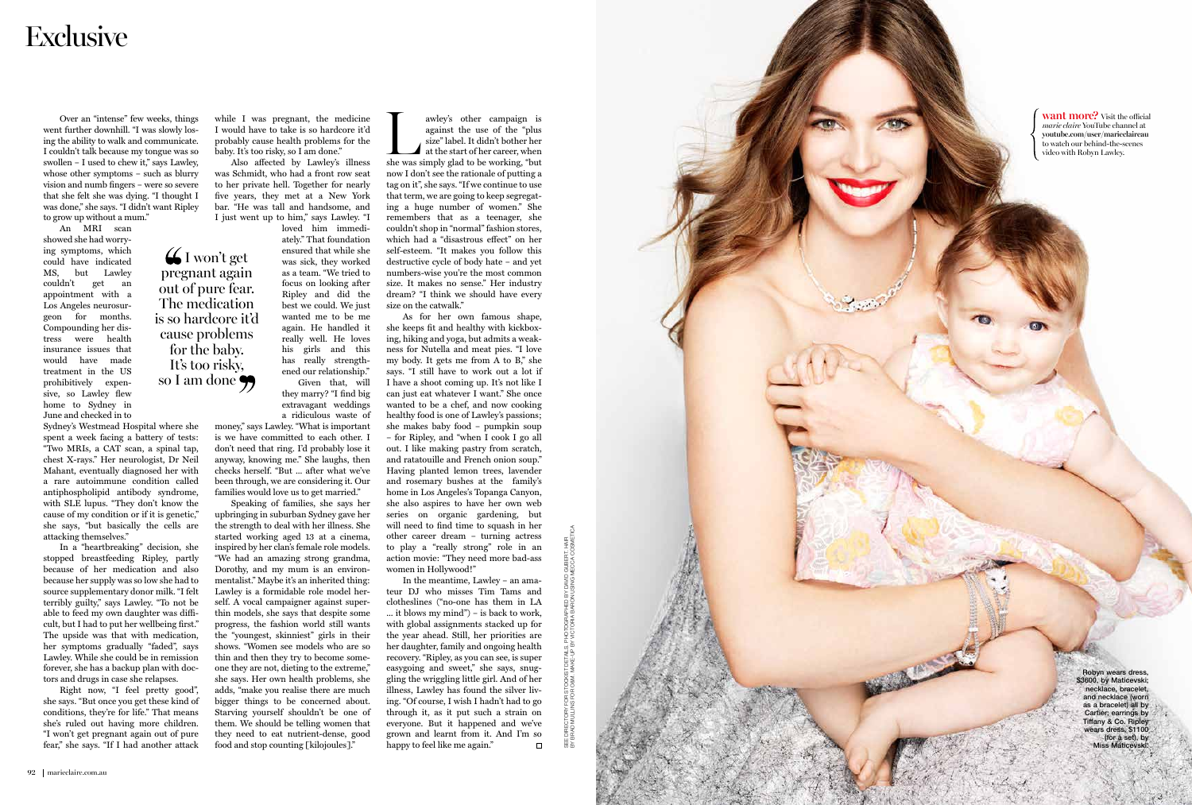# Exclusive

Over an "intense" few weeks, things went further downhill. "I was slowly losing the ability to walk and communicate. I couldn't talk because my tongue was so swollen – I used to chew it," says Lawley, whose other symptoms – such as blurry vision and numb fingers – were so severe that she felt she was dying. "I thought I was done," she says. "I didn't want Ripley to grow up without a mum."

An MRI scan showed she had worrying symptoms, which could have indicated MS, but Lawley couldn't get an appointment with a Los Angeles neurosurgeon for months. Compounding her distress were health insurance issues that would have made treatment in the US prohibitively expensive, so Lawley flew home to Sydney in June and checked in to Sydney's Westmead Hospital where she spent a week facing a battery of tests: "Two MRIs, a CAT scan, a spinal tap, chest X-rays." Her neurologist, Dr Neil Mahant, eventually diagnosed her with a rare autoimmune condition called antiphospholipid antibody syndrome, with SLE lupus. "They don't know the cause of my condition or if it is genetic," she says, "but basically the cells are attacking themselves."

In a "heartbreaking" decision, she stopped breastfeeding Ripley, partly because of her medication and also because her supply was so low she had to source supplementary donor milk. "I felt terribly guilty," says Lawley. "To not be able to feed my own daughter was difficult, but I had to put her wellbeing first." The upside was that with medication, her symptoms gradually "faded", says Lawley. While she could be in remission forever, she has a backup plan with doctors and drugs in case she relapses.

Right now, "I feel pretty good", she says. "But once you get these kind of conditions, they're for life." That means she's ruled out having more children. "I won't get pregnant again out of pure fear," she says. "If I had another attack while I was pregnant, the medicine I would have to take is so hardcore it'd probably cause health problems for the baby. It's too risky, so I am done."

> "I won't get pregnant again out of pure fear. The medication is so hardcore it'd cause problems for the baby. It's too risky, so I am done"

Also affected by Lawley's illness was Schmidt, who had a front row seat to her private hell. Together for nearly five years, they met at a New York bar. "He was tall and handsome, and I just went up to him," says Lawley. "I loved him immediately." That foundation ensured that while she was sick, they worked as a team. "We tried to focus on looking after Ripley and did the best we could. We just wanted me to be me again. He handled it really well. He loves his girls and this has really strengthened our relationship."

Given that, will they marry? "I find big extravagant weddings a ridiculous waste of money," says Lawley. "What is important is we have committed to each other. I don't need that ring. I'd probably lose it anyway, knowing me." She laughs, then checks herself. "But ... after what we've been through, we are considering it. Our families would love us to get married."

Speaking of families, she says her upbringing in suburban Sydney gave her the strength to deal with her illness. She started working aged 13 at a cinema, inspired by her clan's female role models. "We had an amazing strong grandma, Dorothy, and my mum is an environmentalist." Maybe it's an inherited thing: Lawley is a formidable role model herself. A vocal campaigner against super-thin models, she says that despite some progress, the fashion world still wants the "youngest, skinniest" girls in their shows. "Women see models who are so thin and then they try to become someone they are not, dieting to the extreme," she says. Her own health problems, she adds, "make you realise there are much bigger things to be concerned about. Starving yourself shouldn't be one of them. We should be telling women that they need to eat nutrient-dense, good food and stop counting [kilojoules]."

Lawley's other campaign is against the use of the "plus size" label. It didn't bother her at the start of her career, when she was simply glad to be working, "but now I don't see the rationale of putting a tag on it", she says. "If we continue to use that term, we are going to keep segregating a huge number of women." She remembers that as a teenager, she couldn't shop in "normal" fashion stores, which had a "disastrous effect" on her self-esteem. "It makes you follow this destructive cycle of body hate – and yet numbers-wise you're the most common size. It makes no sense." Her industry dream? "I think we should have every size on the catwalk."

As for her own famous shape, she keeps fit and healthy with kickboxing, hiking and yoga, but admits a weakness for Nutella and meat pies. "I love my body. It gets me from A to B," she says. "I still have to work out a lot if I have a shoot coming up. It's not like I can just eat whatever I want." She once wanted to be a chef, and now cooking healthy food is one of Lawley's passions; she makes baby food – pumpkin soup – for Ripley, and "when I cook I go all out. I like making pastry from scratch, and ratatouille and French onion soup." Having planted lemon trees, lavender and rosemary bushes at the family's home in Los Angeles's Topanga Canyon, she also aspires to have her own web series on organic gardening, but will need to find time to squash in her other career dream – turning actress to play a "really strong" role in an action movie: "They need more bad-ass women in Hollywood!"

In the meantime, Lawley – an amateur DJ who misses Tim Tams and clotheslines ("no-one has them in LA ... it blows my mind") – is back to work, with global assignments stacked up for the year ahead. Still, her priorities are her daughter, family and ongoing health recovery. "Ripley, as you can see, is super easygoing and sweet," she says, snuggling the wriggling little girl. And of her illness, Lawley has found the silver lining. "Of course, I wish I hadn't had to go through it, as it put such a strain on everyone. But it happened and we've grown and learnt from it. And I'm so happy to feel like me again." □

SEE DIRECTORY FOR STOCKIST DETAILS. PHOTOGRAPHED BY DAVID GUBERT. HAIR BY BRAD MULLINS FOR O&M. MAKE-UP BY VICTORIA BARON USING MECCA COSMETICA

**want more?** Visit the official *marie claire* YouTube channel at **youtube.com/user/marieclaireau** to watch our behind-the-scenes video with Robyn Lawley.

Robyn wears dress, $3600, by Maticevski; necklace, bracelet, and necklace (worn as a bracelet) all by Cartier; earrings by Tiffany & Co. Ripley wears dress, $1100 (for a set), by Miss Maticevski.